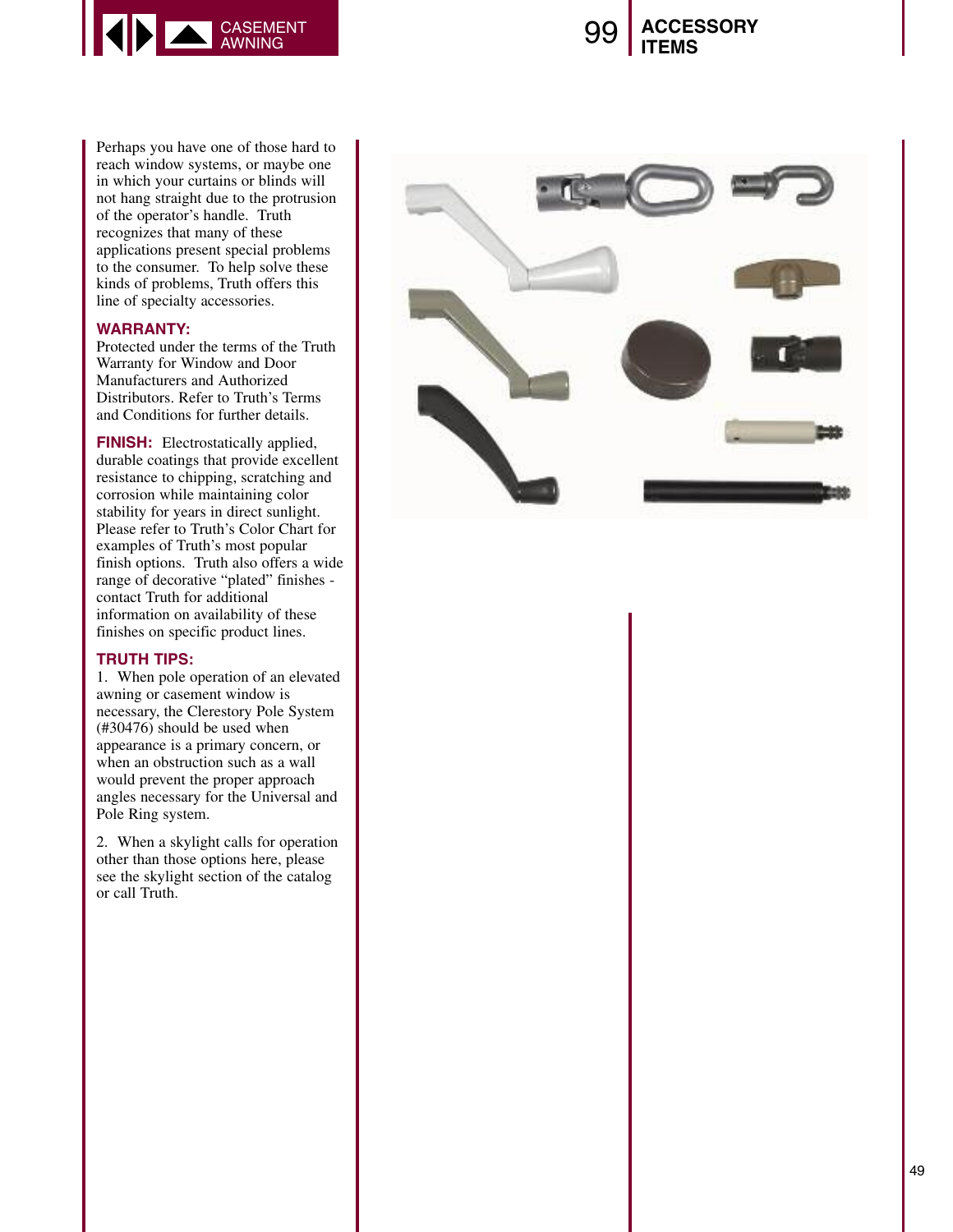# 99 ACCESSORY ITEMS

Perhaps you have one of those hard to reach window systems, or maybe one in which your curtains or blinds will not hang straight due to the protrusion of the operator's handle. Truth recognizes that many of these applications present special problems to the consumer. To help solve these kinds of problems, Truth offers this line of specialty accessories.

**WARRANTY:**
Protected under the terms of the Truth Warranty for Window and Door Manufacturers and Authorized Distributors. Refer to Truth's Terms and Conditions for further details.

**FINISH:** Electrostatically applied, durable coatings that provide excellent resistance to chipping, scratching and corrosion while maintaining color stability for years in direct sunlight. Please refer to Truth's Color Chart for examples of Truth's most popular finish options. Truth also offers a wide range of decorative "plated" finishes - contact Truth for additional information on availability of these finishes on specific product lines.

**TRUTH TIPS:**

1. When pole operation of an elevated awning or casement window is necessary, the Clerestory Pole System (#30476) should be used when appearance is a primary concern, or when an obstruction such as a wall would prevent the proper approach angles necessary for the Universal and Pole Ring system.

2. When a skylight calls for operation other than those options here, please see the skylight section of the catalog or call Truth.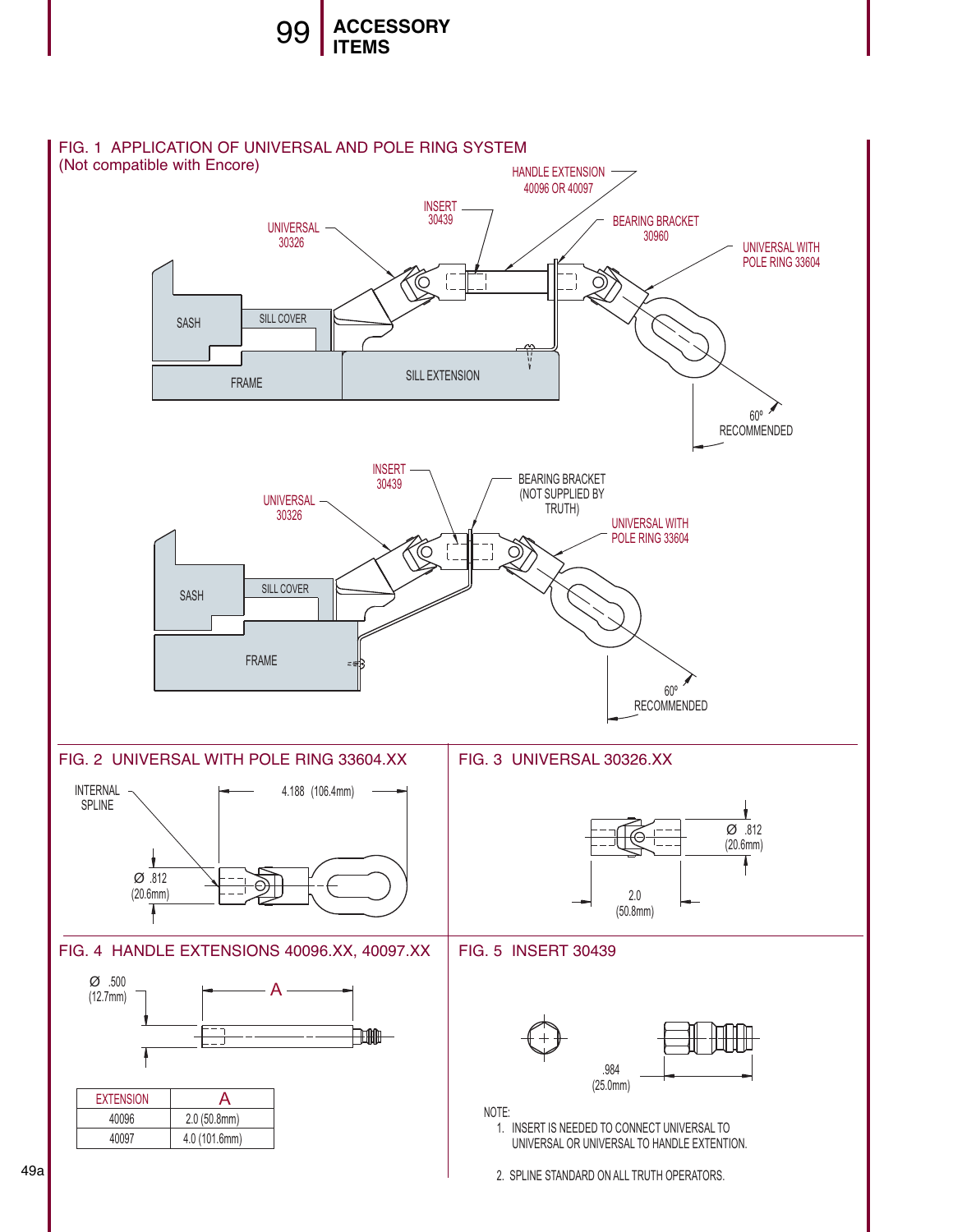# 99 ACCESSORY ITEMS

## FIG. 1 APPLICATION OF UNIVERSAL AND POLE RING SYSTEM
(Not compatible with Encore)

HANDLE EXTENSION 40096 OR 40097

INSERT 30439

UNIVERSAL 30326

BEARING BRACKET 30960

UNIVERSAL WITH POLE RING 33604

SASH

SILL COVER

FRAME

SILL EXTENSION

60° RECOMMENDED

INSERT 30439

UNIVERSAL 30326

BEARING BRACKET (NOT SUPPLIED BY TRUTH)

UNIVERSAL WITH POLE RING 33604

SASH

SILL COVER

FRAME

60° RECOMMENDED

## FIG. 2 UNIVERSAL WITH POLE RING 33604.XX

INTERNAL SPLINE

4.188 (106.4mm)

Ø .812 (20.6mm)

## FIG. 3 UNIVERSAL 30326.XX

Ø .812 (20.6mm)

2.0 (50.8mm)

## FIG. 4 HANDLE EXTENSIONS 40096.XX, 40097.XX

Ø .500 (12.7mm)

A

| EXTENSION | A |
|---|---|
| 40096 | 2.0 (50.8mm) |
| 40097 | 4.0 (101.6mm) |

## FIG. 5 INSERT 30439

.984 (25.0mm)

NOTE:

1. INSERT IS NEEDED TO CONNECT UNIVERSAL TO UNIVERSAL OR UNIVERSAL TO HANDLE EXTENTION.

2. SPLINE STANDARD ON ALL TRUTH OPERATORS.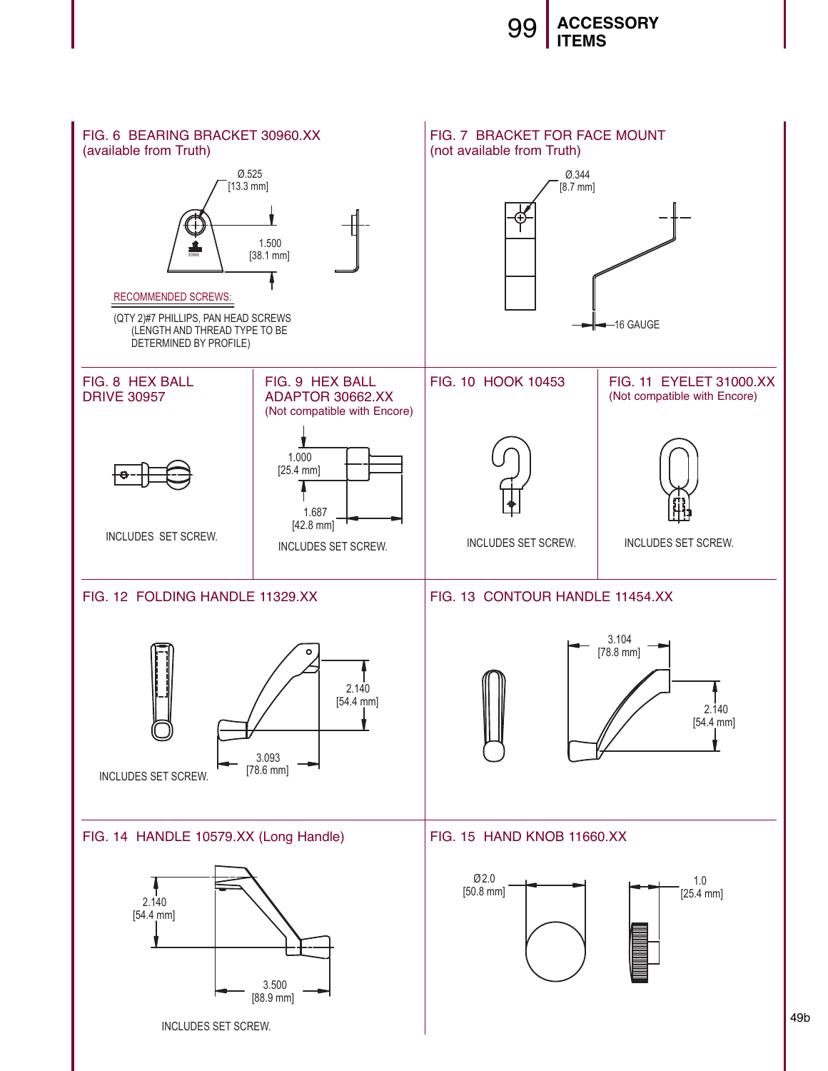## FIG. 6 BEARING BRACKET 30960.XX
(available from Truth)

Ø.525
[13.3 mm]

1.500
[38.1 mm]

RECOMMENDED SCREWS:

(QTY 2)#7 PHILLIPS, PAN HEAD SCREWS
(LENGTH AND THREAD TYPE TO BE
DETERMINED BY PROFILE)

## FIG. 7 BRACKET FOR FACE MOUNT
(not available from Truth)

Ø.344
[8.7 mm]

16 GAUGE

## FIG. 8 HEX BALL DRIVE 30957

INCLUDES SET SCREW.

## FIG. 9 HEX BALL ADAPTOR 30662.XX
(Not compatible with Encore)

1.000
[25.4 mm]

1.687
[42.8 mm]

INCLUDES SET SCREW.

## FIG. 10 HOOK 10453

INCLUDES SET SCREW.

## FIG. 11 EYELET 31000.XX
(Not compatible with Encore)

INCLUDES SET SCREW.

## FIG. 12 FOLDING HANDLE 11329.XX

2.140
[54.4 mm]

3.093
[78.6 mm]

INCLUDES SET SCREW.

## FIG. 13 CONTOUR HANDLE 11454.XX

3.104
[78.8 mm]

2.140
[54.4 mm]

## FIG. 14 HANDLE 10579.XX (Long Handle)

2.140
[54.4 mm]

3.500
[88.9 mm]

INCLUDES SET SCREW.

## FIG. 15 HAND KNOB 11660.XX

Ø2.0
[50.8 mm]

1.0
[25.4 mm]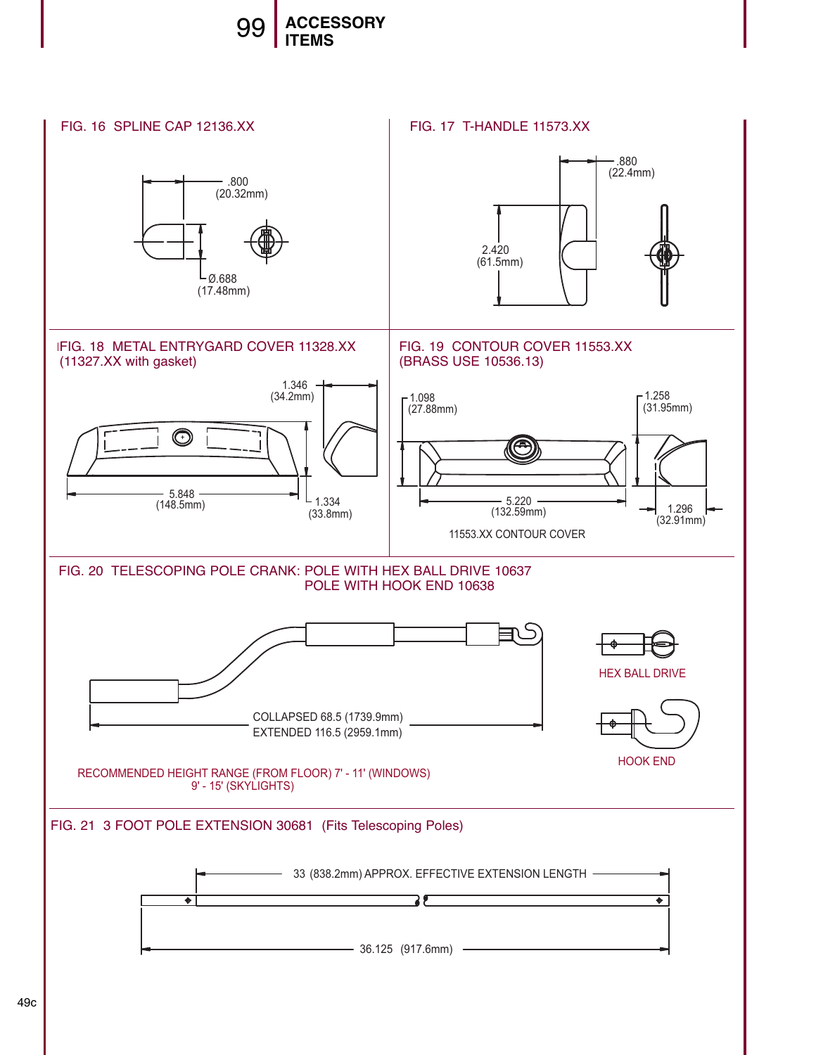# 99 ACCESSORY ITEMS

### FIG. 16 SPLINE CAP 12136.XX

.800 (20.32mm)

Ø.688 (17.48mm)

### FIG. 17 T-HANDLE 11573.XX

.880 (22.4mm)

2.420 (61.5mm)

### FIG. 18 METAL ENTRYGARD COVER 11328.XX (11327.XX with gasket)

1.346 (34.2mm)

5.848 (148.5mm)

1.334 (33.8mm)

### FIG. 19 CONTOUR COVER 11553.XX (BRASS USE 10536.13)

1.098 (27.88mm)

1.258 (31.95mm)

5.220 (132.59mm)

1.296 (32.91mm)

11553.XX CONTOUR COVER

### FIG. 20 TELESCOPING POLE CRANK: POLE WITH HEX BALL DRIVE 10637 POLE WITH HOOK END 10638

COLLAPSED 68.5 (1739.9mm)
EXTENDED 116.5 (2959.1mm)

HEX BALL DRIVE

HOOK END

RECOMMENDED HEIGHT RANGE (FROM FLOOR) 7' - 11' (WINDOWS)
9' - 15' (SKYLIGHTS)

### FIG. 21 3 FOOT POLE EXTENSION 30681 (Fits Telescoping Poles)

33 (838.2mm) APPROX. EFFECTIVE EXTENSION LENGTH

36.125 (917.6mm)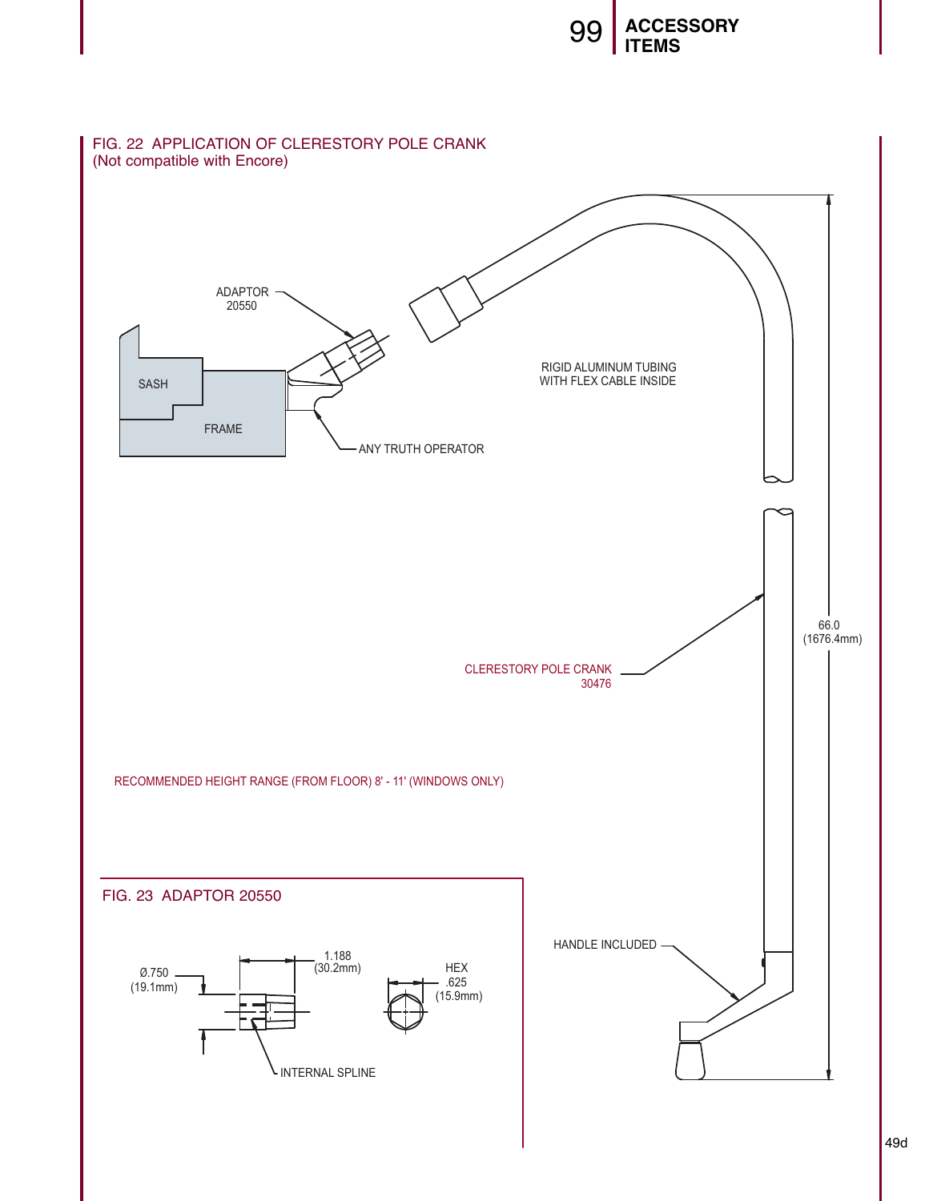## FIG. 22 APPLICATION OF CLERESTORY POLE CRANK
(Not compatible with Encore)

ADAPTOR 20550

SASH

FRAME

ANY TRUTH OPERATOR

RIGID ALUMINUM TUBING WITH FLEX CABLE INSIDE

CLERESTORY POLE CRANK 30476

66.0 (1676.4mm)

RECOMMENDED HEIGHT RANGE (FROM FLOOR) 8' - 11' (WINDOWS ONLY)

HANDLE INCLUDED

## FIG. 23 ADAPTOR 20550

Ø.750 (19.1mm)

1.188 (30.2mm)

HEX .625 (15.9mm)

INTERNAL SPLINE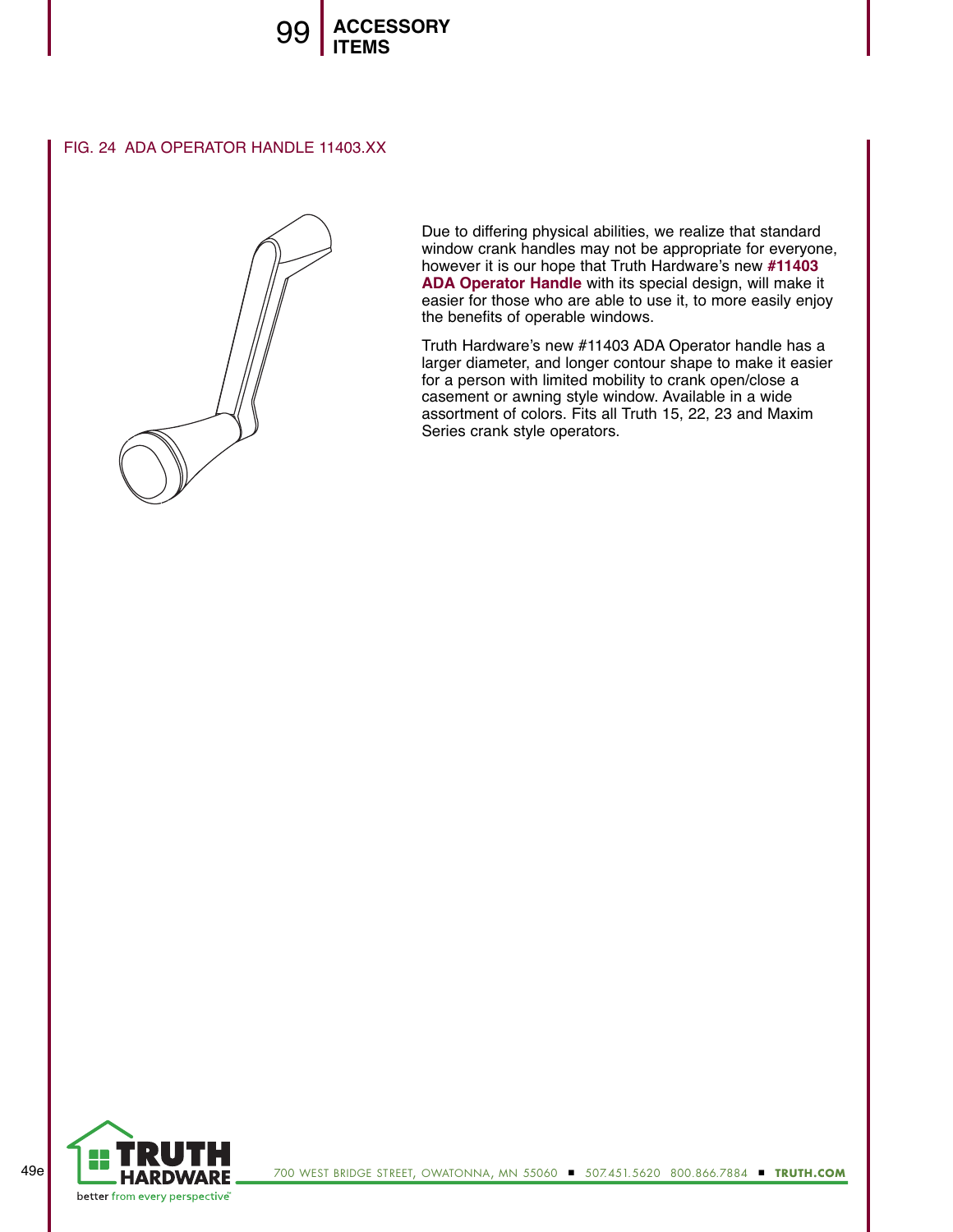FIG. 24 ADA OPERATOR HANDLE 11403.XX

Due to differing physical abilities, we realize that standard window crank handles may not be appropriate for everyone, however it is our hope that Truth Hardware's new **#11403 ADA Operator Handle** with its special design, will make it easier for those who are able to use it, to more easily enjoy the benefits of operable windows.

Truth Hardware's new #11403 ADA Operator handle has a larger diameter, and longer contour shape to make it easier for a person with limited mobility to crank open/close a casement or awning style window. Available in a wide assortment of colors. Fits all Truth 15, 22, 23 and Maxim Series crank style operators.